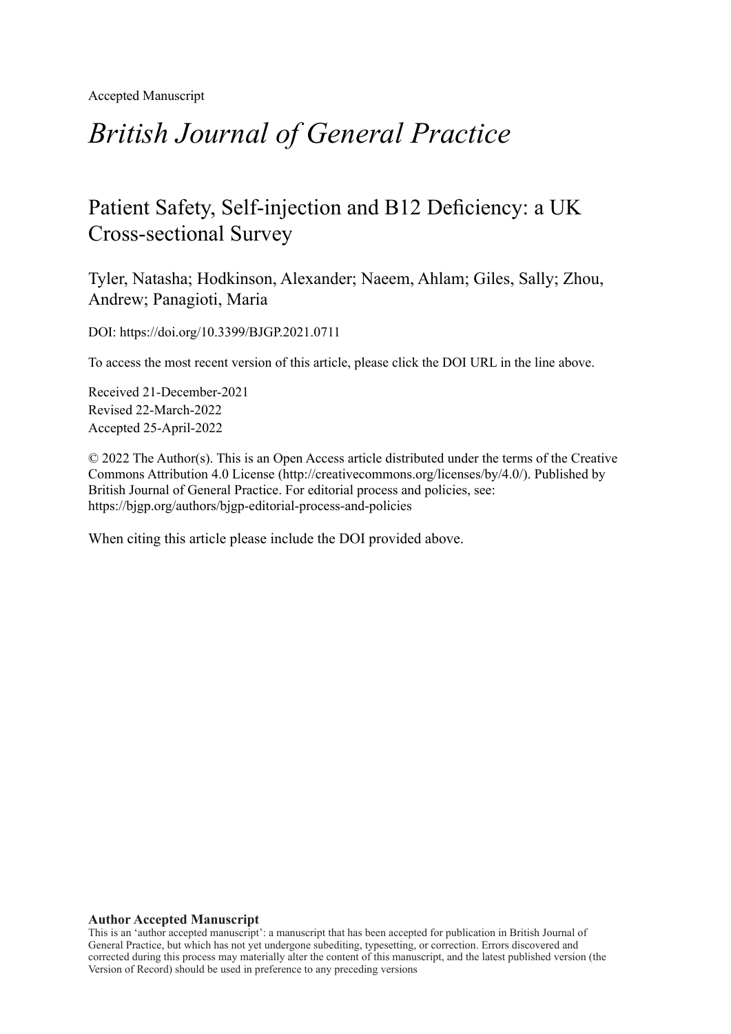Accepted Manuscript

# *British Journal of General Practice*

## Patient Safety, Self-injection and B12 Deficiency: a UK Cross-sectional Survey

Tyler, Natasha; Hodkinson, Alexander; Naeem, Ahlam; Giles, Sally; Zhou, Andrew; Panagioti, Maria

DOI: https://doi.org/10.3399/BJGP.2021.0711

To access the most recent version of this article, please click the DOI URL in the line above.

Received 21-December-2021
Revised 22-March-2022
Accepted 25-April-2022

© 2022 The Author(s). This is an Open Access article distributed under the terms of the Creative Commons Attribution 4.0 License (http://creativecommons.org/licenses/by/4.0/). Published by British Journal of General Practice. For editorial process and policies, see: https://bjgp.org/authors/bjgp-editorial-process-and-policies

When citing this article please include the DOI provided above.

**Author Accepted Manuscript**

This is an 'author accepted manuscript': a manuscript that has been accepted for publication in British Journal of General Practice, but which has not yet undergone subediting, typesetting, or correction. Errors discovered and corrected during this process may materially alter the content of this manuscript, and the latest published version (the Version of Record) should be used in preference to any preceding versions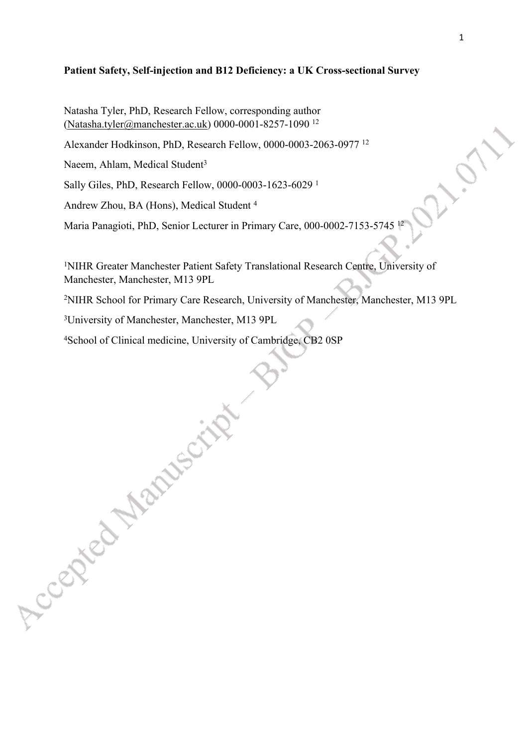**Patient Safety, Self-injection and B12 Deficiency: a UK Cross-sectional Survey**

Natasha Tyler, PhD, Research Fellow, corresponding author (Natasha.tyler@manchester.ac.uk) 0000-0001-8257-1090 [12]

Alexander Hodkinson, PhD, Research Fellow, 0000-0003-2063-0977 [12]

Naeem, Ahlam, Medical Student[3]

Sally Giles, PhD, Research Fellow, 0000-0003-1623-6029 [1]

Andrew Zhou, BA (Hons), Medical Student [4]

Maria Panagioti, PhD, Senior Lecturer in Primary Care, 000-0002-7153-5745 [12]

[1]NIHR Greater Manchester Patient Safety Translational Research Centre, University of Manchester, Manchester, M13 9PL

[2]NIHR School for Primary Care Research, University of Manchester, Manchester, M13 9PL

[3]University of Manchester, Manchester, M13 9PL

[4]School of Clinical medicine, University of Cambridge, CB2 0SP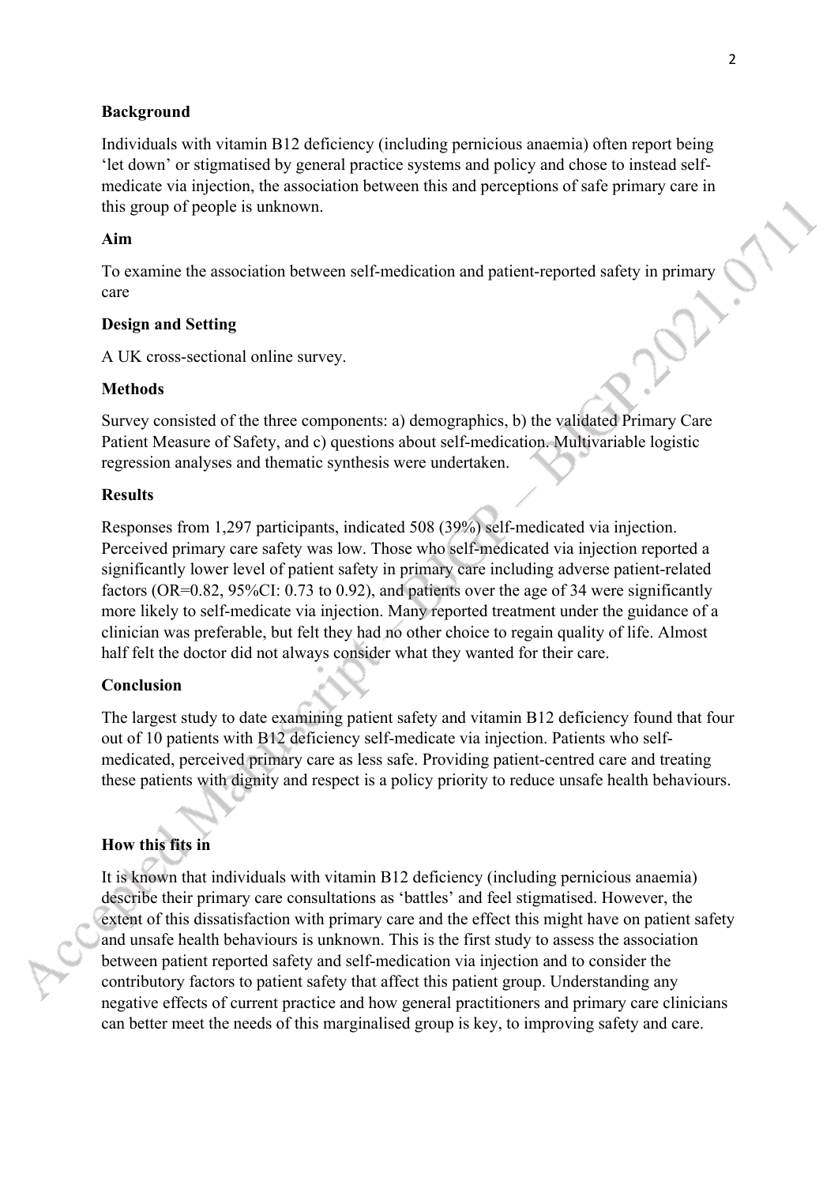**Background**

Individuals with vitamin B12 deficiency (including pernicious anaemia) often report being 'let down' or stigmatised by general practice systems and policy and chose to instead self-medicate via injection, the association between this and perceptions of safe primary care in this group of people is unknown.

**Aim**

To examine the association between self-medication and patient-reported safety in primary care

**Design and Setting**

A UK cross-sectional online survey.

**Methods**

Survey consisted of the three components: a) demographics, b) the validated Primary Care Patient Measure of Safety, and c) questions about self-medication. Multivariable logistic regression analyses and thematic synthesis were undertaken.

**Results**

Responses from 1,297 participants, indicated 508 (39%) self-medicated via injection. Perceived primary care safety was low. Those who self-medicated via injection reported a significantly lower level of patient safety in primary care including adverse patient-related factors (OR=0.82, 95%CI: 0.73 to 0.92), and patients over the age of 34 were significantly more likely to self-medicate via injection. Many reported treatment under the guidance of a clinician was preferable, but felt they had no other choice to regain quality of life. Almost half felt the doctor did not always consider what they wanted for their care.

**Conclusion**

The largest study to date examining patient safety and vitamin B12 deficiency found that four out of 10 patients with B12 deficiency self-medicate via injection. Patients who self-medicated, perceived primary care as less safe. Providing patient-centred care and treating these patients with dignity and respect is a policy priority to reduce unsafe health behaviours.

**How this fits in**

It is known that individuals with vitamin B12 deficiency (including pernicious anaemia) describe their primary care consultations as 'battles' and feel stigmatised. However, the extent of this dissatisfaction with primary care and the effect this might have on patient safety and unsafe health behaviours is unknown. This is the first study to assess the association between patient reported safety and self-medication via injection and to consider the contributory factors to patient safety that affect this patient group. Understanding any negative effects of current practice and how general practitioners and primary care clinicians can better meet the needs of this marginalised group is key, to improving safety and care.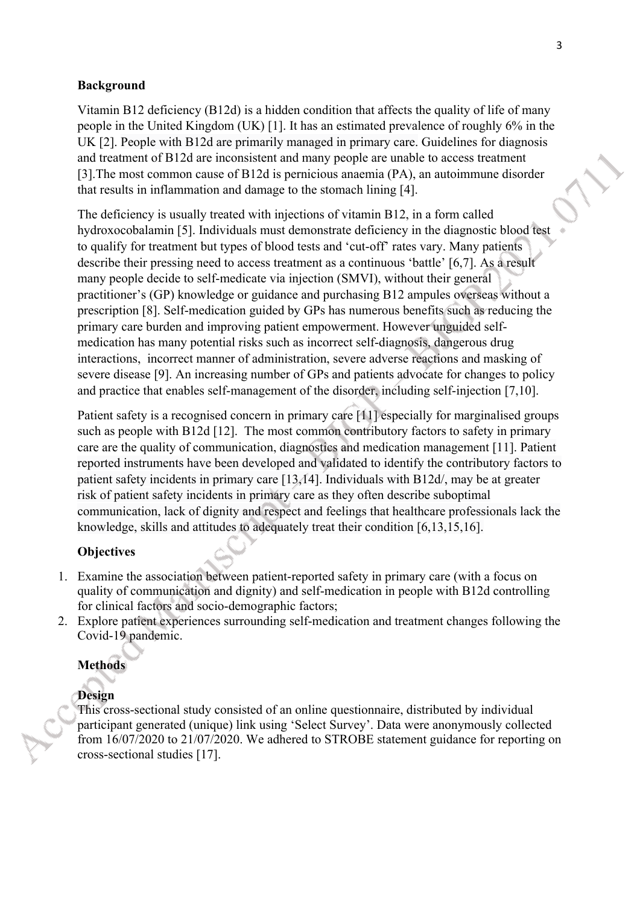## Background

Vitamin B12 deficiency (B12d) is a hidden condition that affects the quality of life of many people in the United Kingdom (UK) [1]. It has an estimated prevalence of roughly 6% in the UK [2]. People with B12d are primarily managed in primary care. Guidelines for diagnosis and treatment of B12d are inconsistent and many people are unable to access treatment [3].The most common cause of B12d is pernicious anaemia (PA), an autoimmune disorder that results in inflammation and damage to the stomach lining [4].

The deficiency is usually treated with injections of vitamin B12, in a form called hydroxocobalamin [5]. Individuals must demonstrate deficiency in the diagnostic blood test to qualify for treatment but types of blood tests and 'cut-off' rates vary. Many patients describe their pressing need to access treatment as a continuous 'battle' [6,7]. As a result many people decide to self-medicate via injection (SMVI), without their general practitioner's (GP) knowledge or guidance and purchasing B12 ampules overseas without a prescription [8]. Self-medication guided by GPs has numerous benefits such as reducing the primary care burden and improving patient empowerment. However unguided self-medication has many potential risks such as incorrect self-diagnosis, dangerous drug interactions, incorrect manner of administration, severe adverse reactions and masking of severe disease [9]. An increasing number of GPs and patients advocate for changes to policy and practice that enables self-management of the disorder, including self-injection [7,10].

Patient safety is a recognised concern in primary care [11] especially for marginalised groups such as people with B12d [12]. The most common contributory factors to safety in primary care are the quality of communication, diagnostics and medication management [11]. Patient reported instruments have been developed and validated to identify the contributory factors to patient safety incidents in primary care [13,14]. Individuals with B12d/, may be at greater risk of patient safety incidents in primary care as they often describe suboptimal communication, lack of dignity and respect and feelings that healthcare professionals lack the knowledge, skills and attitudes to adequately treat their condition [6,13,15,16].

## Objectives

1. Examine the association between patient-reported safety in primary care (with a focus on quality of communication and dignity) and self-medication in people with B12d controlling for clinical factors and socio-demographic factors;
2. Explore patient experiences surrounding self-medication and treatment changes following the Covid-19 pandemic.

## Methods

### Design

This cross-sectional study consisted of an online questionnaire, distributed by individual participant generated (unique) link using 'Select Survey'. Data were anonymously collected from 16/07/2020 to 21/07/2020. We adhered to STROBE statement guidance for reporting on cross-sectional studies [17].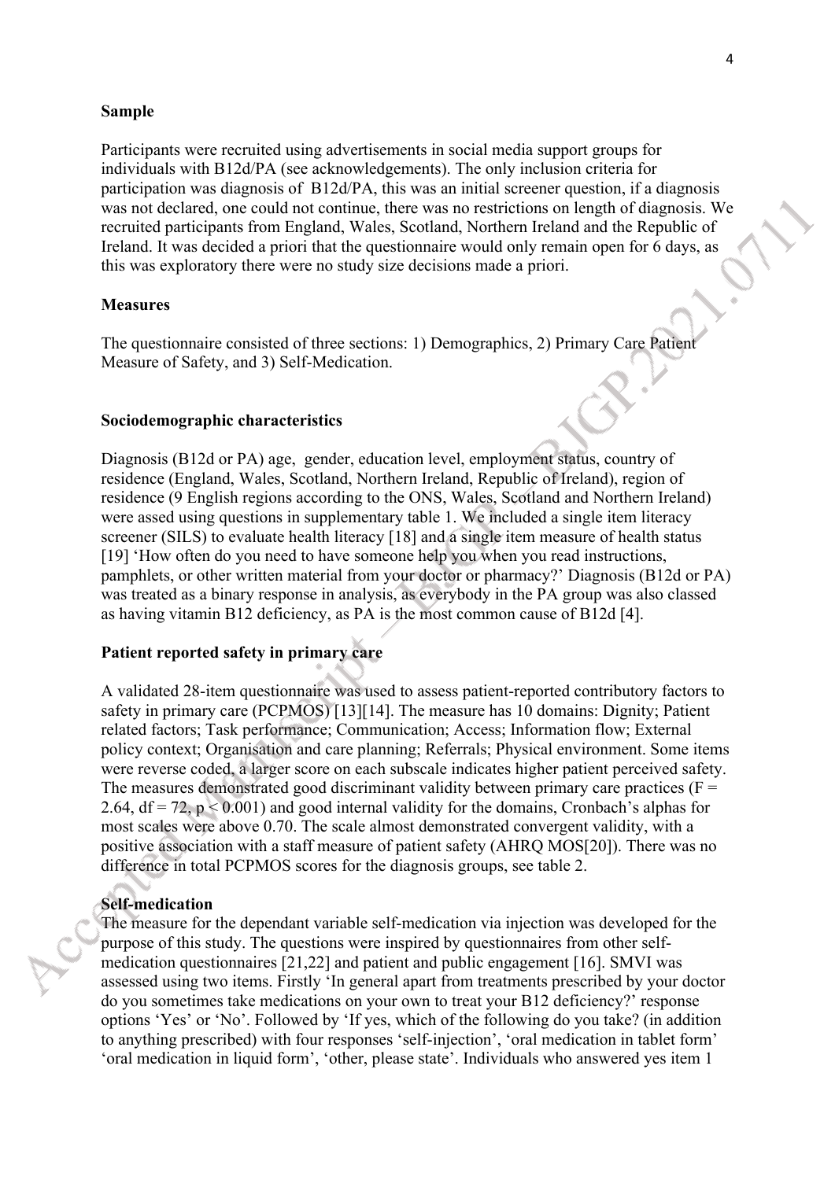**Sample**

Participants were recruited using advertisements in social media support groups for individuals with B12d/PA (see acknowledgements). The only inclusion criteria for participation was diagnosis of B12d/PA, this was an initial screener question, if a diagnosis was not declared, one could not continue, there was no restrictions on length of diagnosis. We recruited participants from England, Wales, Scotland, Northern Ireland and the Republic of Ireland. It was decided a priori that the questionnaire would only remain open for 6 days, as this was exploratory there were no study size decisions made a priori.

**Measures**

The questionnaire consisted of three sections: 1) Demographics, 2) Primary Care Patient Measure of Safety, and 3) Self-Medication.

**Sociodemographic characteristics**

Diagnosis (B12d or PA) age, gender, education level, employment status, country of residence (England, Wales, Scotland, Northern Ireland, Republic of Ireland), region of residence (9 English regions according to the ONS, Wales, Scotland and Northern Ireland) were assed using questions in supplementary table 1. We included a single item literacy screener (SILS) to evaluate health literacy [18] and a single item measure of health status [19] 'How often do you need to have someone help you when you read instructions, pamphlets, or other written material from your doctor or pharmacy?' Diagnosis (B12d or PA) was treated as a binary response in analysis, as everybody in the PA group was also classed as having vitamin B12 deficiency, as PA is the most common cause of B12d [4].

**Patient reported safety in primary care**

A validated 28-item questionnaire was used to assess patient-reported contributory factors to safety in primary care (PCPMOS) [13][14]. The measure has 10 domains: Dignity; Patient related factors; Task performance; Communication; Access; Information flow; External policy context; Organisation and care planning; Referrals; Physical environment. Some items were reverse coded, a larger score on each subscale indicates higher patient perceived safety. The measures demonstrated good discriminant validity between primary care practices ($F = 2.64$, $df = 72$, $p < 0.001$) and good internal validity for the domains, Cronbach's alphas for most scales were above 0.70. The scale almost demonstrated convergent validity, with a positive association with a staff measure of patient safety (AHRQ MOS[20]). There was no difference in total PCPMOS scores for the diagnosis groups, see table 2.

**Self-medication**

The measure for the dependant variable self-medication via injection was developed for the purpose of this study. The questions were inspired by questionnaires from other self-medication questionnaires [21,22] and patient and public engagement [16]. SMVI was assessed using two items. Firstly 'In general apart from treatments prescribed by your doctor do you sometimes take medications on your own to treat your B12 deficiency?' response options 'Yes' or 'No'. Followed by 'If yes, which of the following do you take? (in addition to anything prescribed) with four responses 'self-injection', 'oral medication in tablet form' 'oral medication in liquid form', 'other, please state'. Individuals who answered yes item 1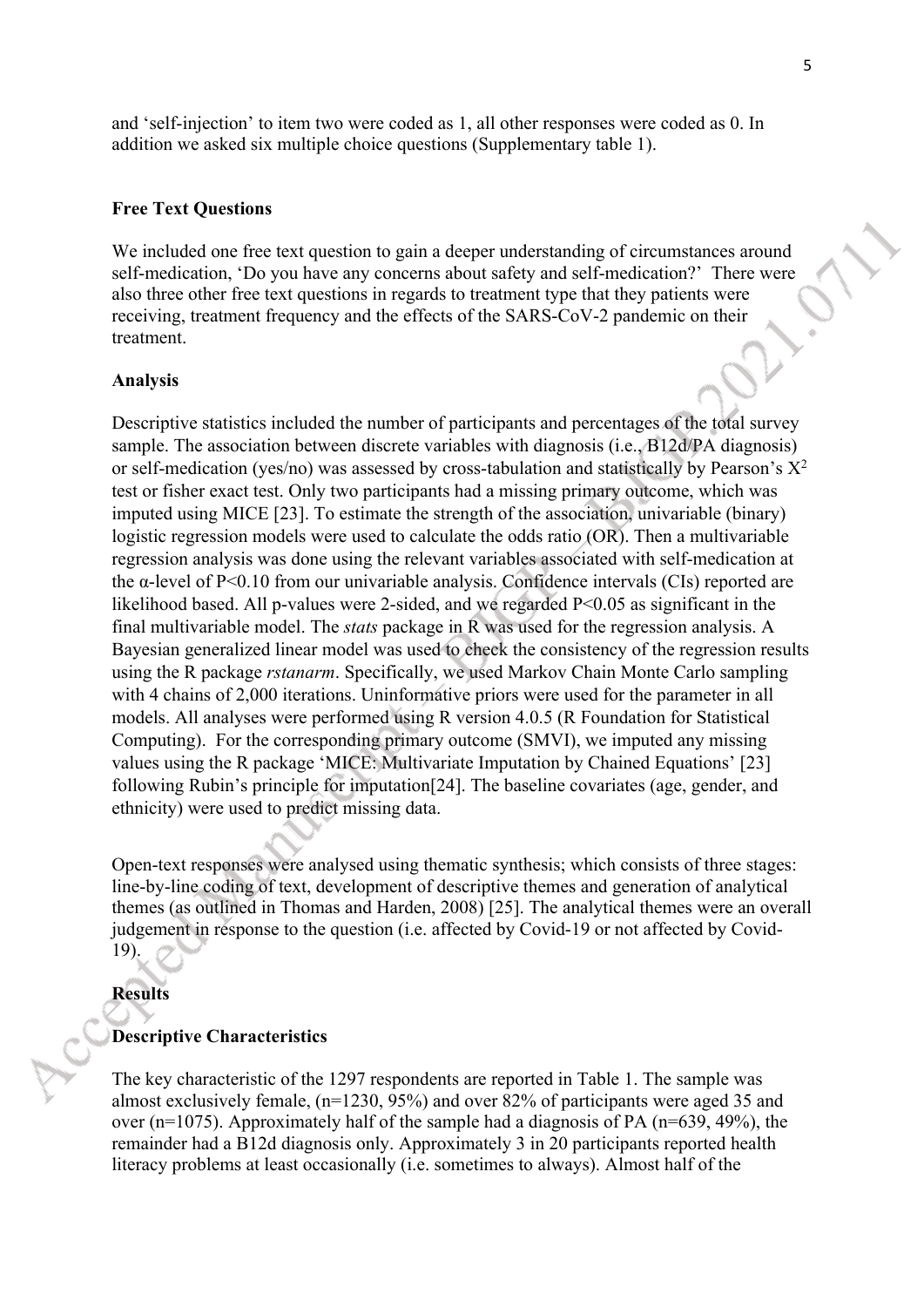and 'self-injection' to item two were coded as 1, all other responses were coded as 0. In addition we asked six multiple choice questions (Supplementary table 1).

### Free Text Questions

We included one free text question to gain a deeper understanding of circumstances around self-medication, 'Do you have any concerns about safety and self-medication?' There were also three other free text questions in regards to treatment type that they patients were receiving, treatment frequency and the effects of the SARS-CoV-2 pandemic on their treatment.

### Analysis

Descriptive statistics included the number of participants and percentages of the total survey sample. The association between discrete variables with diagnosis (i.e., B12d/PA diagnosis) or self-medication (yes/no) was assessed by cross-tabulation and statistically by Pearson's $X^2$ test or fisher exact test. Only two participants had a missing primary outcome, which was imputed using MICE [23]. To estimate the strength of the association, univariable (binary) logistic regression models were used to calculate the odds ratio (OR). Then a multivariable regression analysis was done using the relevant variables associated with self-medication at the α-level of $P<0.10$ from our univariable analysis. Confidence intervals (CIs) reported are likelihood based. All p-values were 2-sided, and we regarded $P<0.05$ as significant in the final multivariable model. The *stats* package in R was used for the regression analysis. A Bayesian generalized linear model was used to check the consistency of the regression results using the R package *rstanarm*. Specifically, we used Markov Chain Monte Carlo sampling with 4 chains of 2,000 iterations. Uninformative priors were used for the parameter in all models. All analyses were performed using R version 4.0.5 (R Foundation for Statistical Computing). For the corresponding primary outcome (SMVI), we imputed any missing values using the R package 'MICE: Multivariate Imputation by Chained Equations' [23] following Rubin's principle for imputation[24]. The baseline covariates (age, gender, and ethnicity) were used to predict missing data.

Open-text responses were analysed using thematic synthesis; which consists of three stages: line-by-line coding of text, development of descriptive themes and generation of analytical themes (as outlined in Thomas and Harden, 2008) [25]. The analytical themes were an overall judgement in response to the question (i.e. affected by Covid-19 or not affected by Covid-19).

## Results

### Descriptive Characteristics

The key characteristic of the 1297 respondents are reported in Table 1. The sample was almost exclusively female, (n=1230, 95%) and over 82% of participants were aged 35 and over (n=1075). Approximately half of the sample had a diagnosis of PA (n=639, 49%), the remainder had a B12d diagnosis only. Approximately 3 in 20 participants reported health literacy problems at least occasionally (i.e. sometimes to always). Almost half of the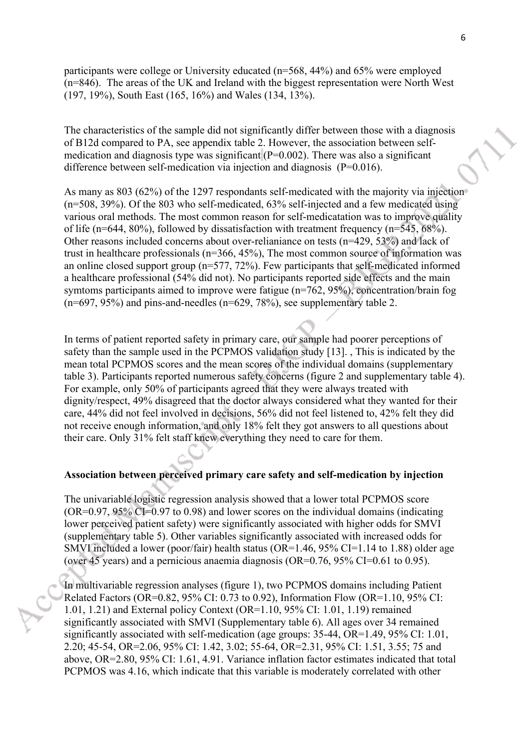participants were college or University educated (n=568, 44%) and 65% were employed (n=846). The areas of the UK and Ireland with the biggest representation were North West (197, 19%), South East (165, 16%) and Wales (134, 13%).

The characteristics of the sample did not significantly differ between those with a diagnosis of B12d compared to PA, see appendix table 2. However, the association between self-medication and diagnosis type was significant (P=0.002). There was also a significant difference between self-medication via injection and diagnosis (P=0.016).

As many as 803 (62%) of the 1297 respondants self-medicated with the majority via injection (n=508, 39%). Of the 803 who self-medicated, 63% self-injected and a few medicated using various oral methods. The most common reason for self-medicatation was to improve quality of life (n=644, 80%), followed by dissatisfaction with treatment frequency (n=545, 68%). Other reasons included concerns about over-relianiance on tests (n=429, 53%) and lack of trust in healthcare professionals (n=366, 45%), The most common source of information was an online closed support group (n=577, 72%). Few participants that self-medicated informed a healthcare professional (54% did not). No participants reported side effects and the main symtoms participants aimed to improve were fatigue (n=762, 95%), concentration/brain fog (n=697, 95%) and pins-and-needles (n=629, 78%), see supplementary table 2.

In terms of patient reported safety in primary care, our sample had poorer perceptions of safety than the sample used in the PCPMOS validation study [13]. , This is indicated by the mean total PCPMOS scores and the mean scores of the individual domains (supplementary table 3). Participants reported numerous safety concerns (figure 2 and supplementary table 4). For example, only 50% of participants agreed that they were always treated with dignity/respect, 49% disagreed that the doctor always considered what they wanted for their care, 44% did not feel involved in decisions, 56% did not feel listened to, 42% felt they did not receive enough information, and only 18% felt they got answers to all questions about their care. Only 31% felt staff knew everything they need to care for them.

### Association between perceived primary care safety and self-medication by injection

The univariable logistic regression analysis showed that a lower total PCPMOS score (OR=0.97, 95% CI=0.97 to 0.98) and lower scores on the individual domains (indicating lower perceived patient safety) were significantly associated with higher odds for SMVI (supplementary table 5). Other variables significantly associated with increased odds for SMVI included a lower (poor/fair) health status (OR=1.46, 95% CI=1.14 to 1.88) older age (over 45 years) and a pernicious anaemia diagnosis (OR=0.76, 95% CI=0.61 to 0.95).

In multivariable regression analyses (figure 1), two PCPMOS domains including Patient Related Factors (OR=0.82, 95% CI: 0.73 to 0.92), Information Flow (OR=1.10, 95% CI: 1.01, 1.21) and External policy Context (OR=1.10, 95% CI: 1.01, 1.19) remained significantly associated with SMVI (Supplementary table 6). All ages over 34 remained significantly associated with self-medication (age groups: 35-44, OR=1.49, 95% CI: 1.01, 2.20; 45-54, OR=2.06, 95% CI: 1.42, 3.02; 55-64, OR=2.31, 95% CI: 1.51, 3.55; 75 and above, OR=2.80, 95% CI: 1.61, 4.91. Variance inflation factor estimates indicated that total PCPMOS was 4.16, which indicate that this variable is moderately correlated with other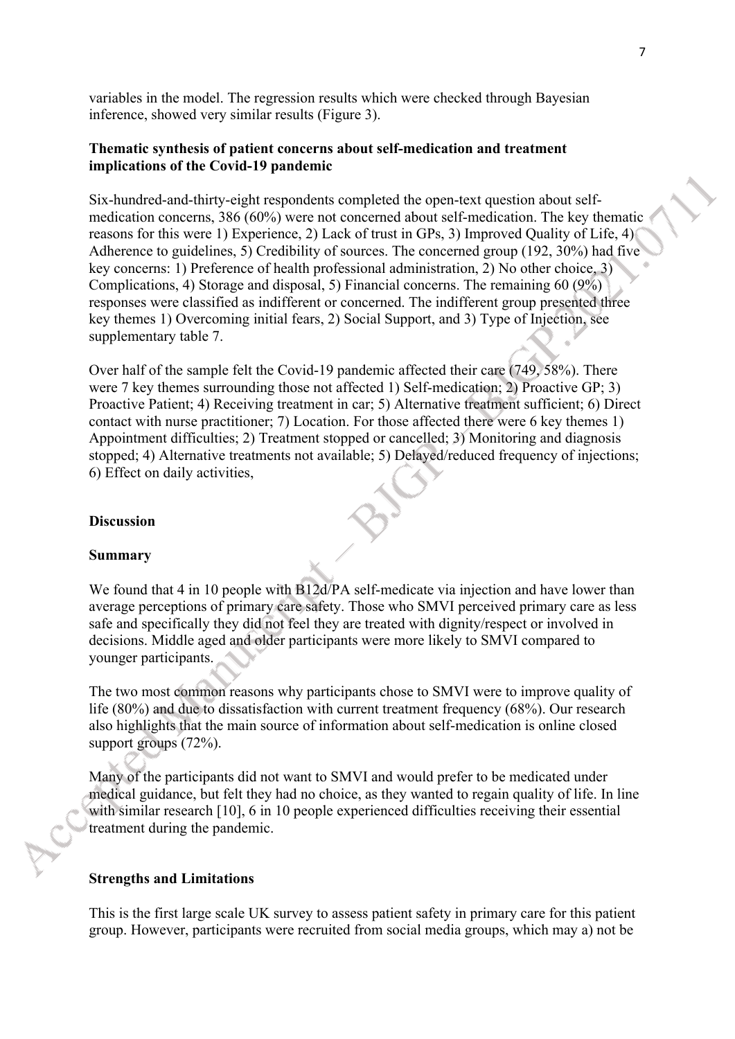variables in the model. The regression results which were checked through Bayesian inference, showed very similar results (Figure 3).

**Thematic synthesis of patient concerns about self-medication and treatment implications of the Covid-19 pandemic**

Six-hundred-and-thirty-eight respondents completed the open-text question about self-medication concerns, 386 (60%) were not concerned about self-medication. The key thematic reasons for this were 1) Experience, 2) Lack of trust in GPs, 3) Improved Quality of Life, 4) Adherence to guidelines, 5) Credibility of sources. The concerned group (192, 30%) had five key concerns: 1) Preference of health professional administration, 2) No other choice, 3) Complications, 4) Storage and disposal, 5) Financial concerns. The remaining 60 (9%) responses were classified as indifferent or concerned. The indifferent group presented three key themes 1) Overcoming initial fears, 2) Social Support, and 3) Type of Injection, see supplementary table 7.

Over half of the sample felt the Covid-19 pandemic affected their care (749, 58%). There were 7 key themes surrounding those not affected 1) Self-medication; 2) Proactive GP; 3) Proactive Patient; 4) Receiving treatment in car; 5) Alternative treatment sufficient; 6) Direct contact with nurse practitioner; 7) Location. For those affected there were 6 key themes 1) Appointment difficulties; 2) Treatment stopped or cancelled; 3) Monitoring and diagnosis stopped; 4) Alternative treatments not available; 5) Delayed/reduced frequency of injections; 6) Effect on daily activities,

## Discussion

### Summary

We found that 4 in 10 people with B12d/PA self-medicate via injection and have lower than average perceptions of primary care safety. Those who SMVI perceived primary care as less safe and specifically they did not feel they are treated with dignity/respect or involved in decisions. Middle aged and older participants were more likely to SMVI compared to younger participants.

The two most common reasons why participants chose to SMVI were to improve quality of life (80%) and due to dissatisfaction with current treatment frequency (68%). Our research also highlights that the main source of information about self-medication is online closed support groups (72%).

Many of the participants did not want to SMVI and would prefer to be medicated under medical guidance, but felt they had no choice, as they wanted to regain quality of life. In line with similar research [10], 6 in 10 people experienced difficulties receiving their essential treatment during the pandemic.

### Strengths and Limitations

This is the first large scale UK survey to assess patient safety in primary care for this patient group. However, participants were recruited from social media groups, which may a) not be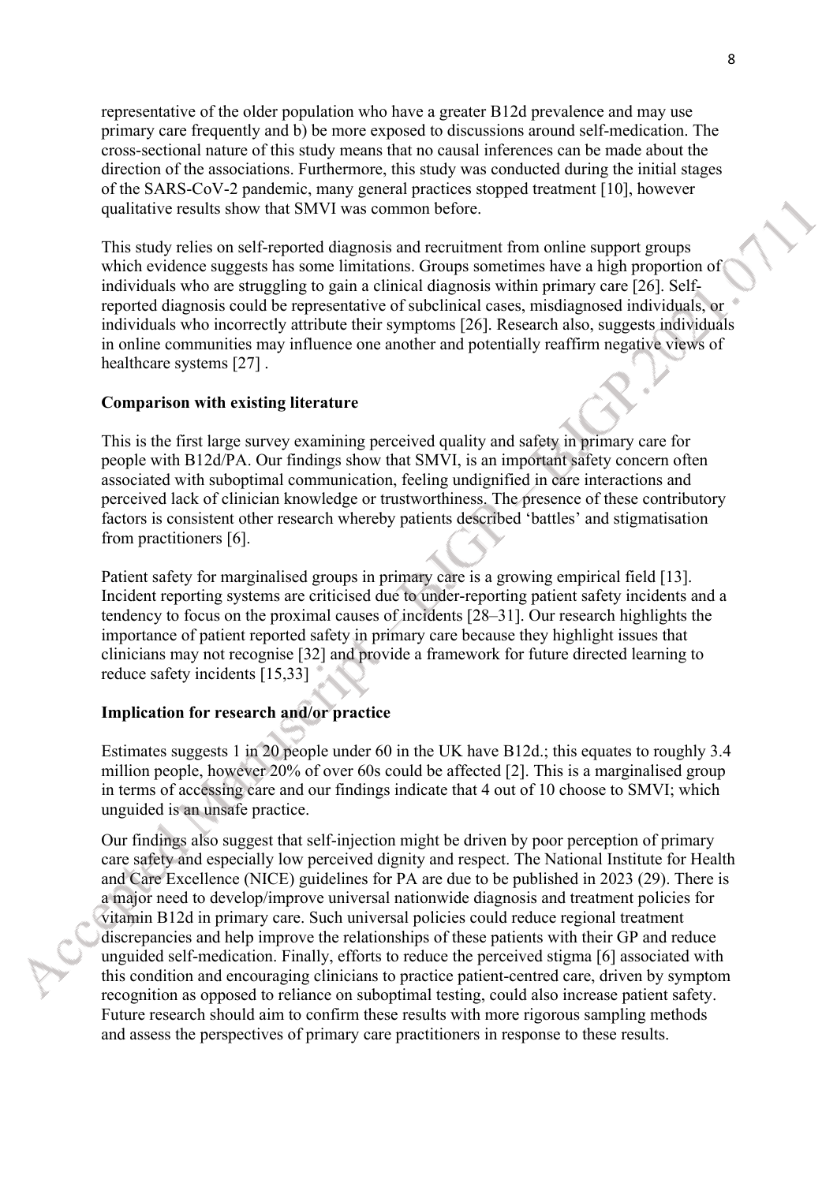representative of the older population who have a greater B12d prevalence and may use primary care frequently and b) be more exposed to discussions around self-medication. The cross-sectional nature of this study means that no causal inferences can be made about the direction of the associations. Furthermore, this study was conducted during the initial stages of the SARS-CoV-2 pandemic, many general practices stopped treatment [10], however qualitative results show that SMVI was common before.

This study relies on self-reported diagnosis and recruitment from online support groups which evidence suggests has some limitations. Groups sometimes have a high proportion of individuals who are struggling to gain a clinical diagnosis within primary care [26]. Self-reported diagnosis could be representative of subclinical cases, misdiagnosed individuals, or individuals who incorrectly attribute their symptoms [26]. Research also, suggests individuals in online communities may influence one another and potentially reaffirm negative views of healthcare systems [27] .

## Comparison with existing literature

This is the first large survey examining perceived quality and safety in primary care for people with B12d/PA. Our findings show that SMVI, is an important safety concern often associated with suboptimal communication, feeling undignified in care interactions and perceived lack of clinician knowledge or trustworthiness. The presence of these contributory factors is consistent other research whereby patients described 'battles' and stigmatisation from practitioners [6].

Patient safety for marginalised groups in primary care is a growing empirical field [13]. Incident reporting systems are criticised due to under-reporting patient safety incidents and a tendency to focus on the proximal causes of incidents [28–31]. Our research highlights the importance of patient reported safety in primary care because they highlight issues that clinicians may not recognise [32] and provide a framework for future directed learning to reduce safety incidents [15,33]

## Implication for research and/or practice

Estimates suggests 1 in 20 people under 60 in the UK have B12d.; this equates to roughly 3.4 million people, however 20% of over 60s could be affected [2]. This is a marginalised group in terms of accessing care and our findings indicate that 4 out of 10 choose to SMVI; which unguided is an unsafe practice.

Our findings also suggest that self-injection might be driven by poor perception of primary care safety and especially low perceived dignity and respect. The National Institute for Health and Care Excellence (NICE) guidelines for PA are due to be published in 2023 (29). There is a major need to develop/improve universal nationwide diagnosis and treatment policies for vitamin B12d in primary care. Such universal policies could reduce regional treatment discrepancies and help improve the relationships of these patients with their GP and reduce unguided self-medication. Finally, efforts to reduce the perceived stigma [6] associated with this condition and encouraging clinicians to practice patient-centred care, driven by symptom recognition as opposed to reliance on suboptimal testing, could also increase patient safety. Future research should aim to confirm these results with more rigorous sampling methods and assess the perspectives of primary care practitioners in response to these results.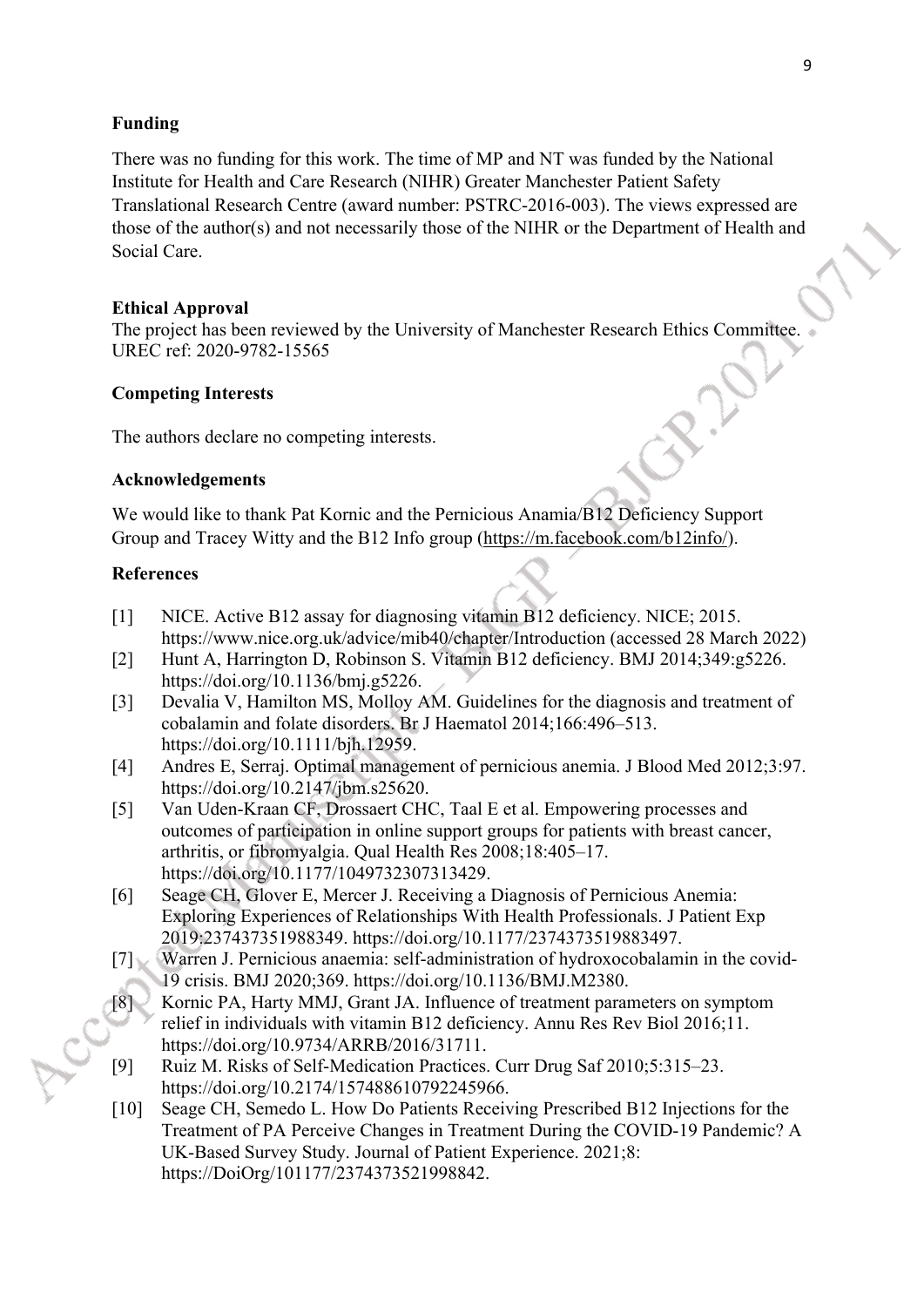## Funding

There was no funding for this work. The time of MP and NT was funded by the National Institute for Health and Care Research (NIHR) Greater Manchester Patient Safety Translational Research Centre (award number: PSTRC-2016-003). The views expressed are those of the author(s) and not necessarily those of the NIHR or the Department of Health and Social Care.

## Ethical Approval

The project has been reviewed by the University of Manchester Research Ethics Committee. UREC ref: 2020-9782-15565

## Competing Interests

The authors declare no competing interests.

## Acknowledgements

We would like to thank Pat Kornic and the Pernicious Anamia/B12 Deficiency Support Group and Tracey Witty and the B12 Info group (https://m.facebook.com/b12info/).

## References

[1] NICE. Active B12 assay for diagnosing vitamin B12 deficiency. NICE; 2015. https://www.nice.org.uk/advice/mib40/chapter/Introduction (accessed 28 March 2022)

[2] Hunt A, Harrington D, Robinson S. Vitamin B12 deficiency. BMJ 2014;349:g5226. https://doi.org/10.1136/bmj.g5226.

[3] Devalia V, Hamilton MS, Molloy AM. Guidelines for the diagnosis and treatment of cobalamin and folate disorders. Br J Haematol 2014;166:496–513. https://doi.org/10.1111/bjh.12959.

[4] Andres E, Serraj. Optimal management of pernicious anemia. J Blood Med 2012;3:97. https://doi.org/10.2147/jbm.s25620.

[5] Van Uden-Kraan CF, Drossaert CHC, Taal E et al. Empowering processes and outcomes of participation in online support groups for patients with breast cancer, arthritis, or fibromyalgia. Qual Health Res 2008;18:405–17. https://doi.org/10.1177/1049732307313429.

[6] Seage CH, Glover E, Mercer J. Receiving a Diagnosis of Pernicious Anemia: Exploring Experiences of Relationships With Health Professionals. J Patient Exp 2019:237437351988349. https://doi.org/10.1177/2374373519883497.

[7] Warren J. Pernicious anaemia: self-administration of hydroxocobalamin in the covid-19 crisis. BMJ 2020;369. https://doi.org/10.1136/BMJ.M2380.

[8] Kornic PA, Harty MMJ, Grant JA. Influence of treatment parameters on symptom relief in individuals with vitamin B12 deficiency. Annu Res Rev Biol 2016;11. https://doi.org/10.9734/ARRB/2016/31711.

[9] Ruiz M. Risks of Self-Medication Practices. Curr Drug Saf 2010;5:315–23. https://doi.org/10.2174/157488610792245966.

[10] Seage CH, Semedo L. How Do Patients Receiving Prescribed B12 Injections for the Treatment of PA Perceive Changes in Treatment During the COVID-19 Pandemic? A UK-Based Survey Study. Journal of Patient Experience. 2021;8: https://DoiOrg/101177/2374373521998842.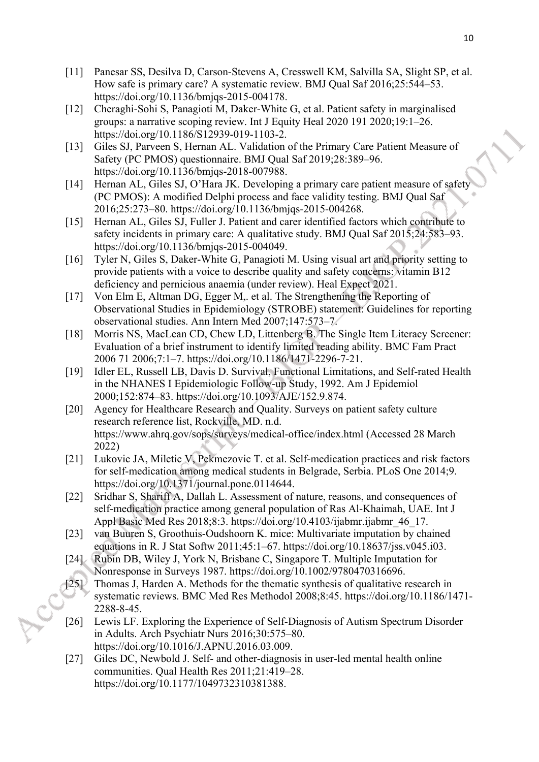[11] Panesar SS, Desilva D, Carson-Stevens A, Cresswell KM, Salvilla SA, Slight SP, et al. How safe is primary care? A systematic review. BMJ Qual Saf 2016;25:544–53. https://doi.org/10.1136/bmjqs-2015-004178.

[12] Cheraghi-Sohi S, Panagioti M, Daker-White G, et al. Patient safety in marginalised groups: a narrative scoping review. Int J Equity Heal 2020 191 2020;19:1–26. https://doi.org/10.1186/S12939-019-1103-2.

[13] Giles SJ, Parveen S, Hernan AL. Validation of the Primary Care Patient Measure of Safety (PC PMOS) questionnaire. BMJ Qual Saf 2019;28:389–96. https://doi.org/10.1136/bmjqs-2018-007988.

[14] Hernan AL, Giles SJ, O'Hara JK. Developing a primary care patient measure of safety (PC PMOS): A modified Delphi process and face validity testing. BMJ Qual Saf 2016;25:273–80. https://doi.org/10.1136/bmjqs-2015-004268.

[15] Hernan AL, Giles SJ, Fuller J. Patient and carer identified factors which contribute to safety incidents in primary care: A qualitative study. BMJ Qual Saf 2015;24:583–93. https://doi.org/10.1136/bmjqs-2015-004049.

[16] Tyler N, Giles S, Daker-White G, Panagioti M. Using visual art and priority setting to provide patients with a voice to describe quality and safety concerns: vitamin B12 deficiency and pernicious anaemia (under review). Heal Expect 2021.

[17] Von Elm E, Altman DG, Egger M,. et al. The Strengthening the Reporting of Observational Studies in Epidemiology (STROBE) statement: Guidelines for reporting observational studies. Ann Intern Med 2007;147:573–7.

[18] Morris NS, MacLean CD, Chew LD, Littenberg B. The Single Item Literacy Screener: Evaluation of a brief instrument to identify limited reading ability. BMC Fam Pract 2006 71 2006;7:1–7. https://doi.org/10.1186/1471-2296-7-21.

[19] Idler EL, Russell LB, Davis D. Survival, Functional Limitations, and Self-rated Health in the NHANES I Epidemiologic Follow-up Study, 1992. Am J Epidemiol 2000;152:874–83. https://doi.org/10.1093/AJE/152.9.874.

[20] Agency for Healthcare Research and Quality. Surveys on patient safety culture research reference list, Rockville, MD. n.d. https://www.ahrq.gov/sops/surveys/medical-office/index.html (Accessed 28 March 2022)

[21] Lukovic JA, Miletic V, Pekmezovic T. et al. Self-medication practices and risk factors for self-medication among medical students in Belgrade, Serbia. PLoS One 2014;9. https://doi.org/10.1371/journal.pone.0114644.

[22] Sridhar S, Shariff A, Dallah L. Assessment of nature, reasons, and consequences of self-medication practice among general population of Ras Al-Khaimah, UAE. Int J Appl Basic Med Res 2018;8:3. https://doi.org/10.4103/ijabmr.ijabmr_46_17.

[23] van Buuren S, Groothuis-Oudshoorn K. mice: Multivariate imputation by chained equations in R. J Stat Softw 2011;45:1–67. https://doi.org/10.18637/jss.v045.i03.

[24] Rubin DB, Wiley J, York N, Brisbane C, Singapore T. Multiple Imputation for Nonresponse in Surveys 1987. https://doi.org/10.1002/9780470316696.

[25] Thomas J, Harden A. Methods for the thematic synthesis of qualitative research in systematic reviews. BMC Med Res Methodol 2008;8:45. https://doi.org/10.1186/1471-2288-8-45.

[26] Lewis LF. Exploring the Experience of Self-Diagnosis of Autism Spectrum Disorder in Adults. Arch Psychiatr Nurs 2016;30:575–80. https://doi.org/10.1016/J.APNU.2016.03.009.

[27] Giles DC, Newbold J. Self- and other-diagnosis in user-led mental health online communities. Qual Health Res 2011;21:419–28. https://doi.org/10.1177/1049732310381388.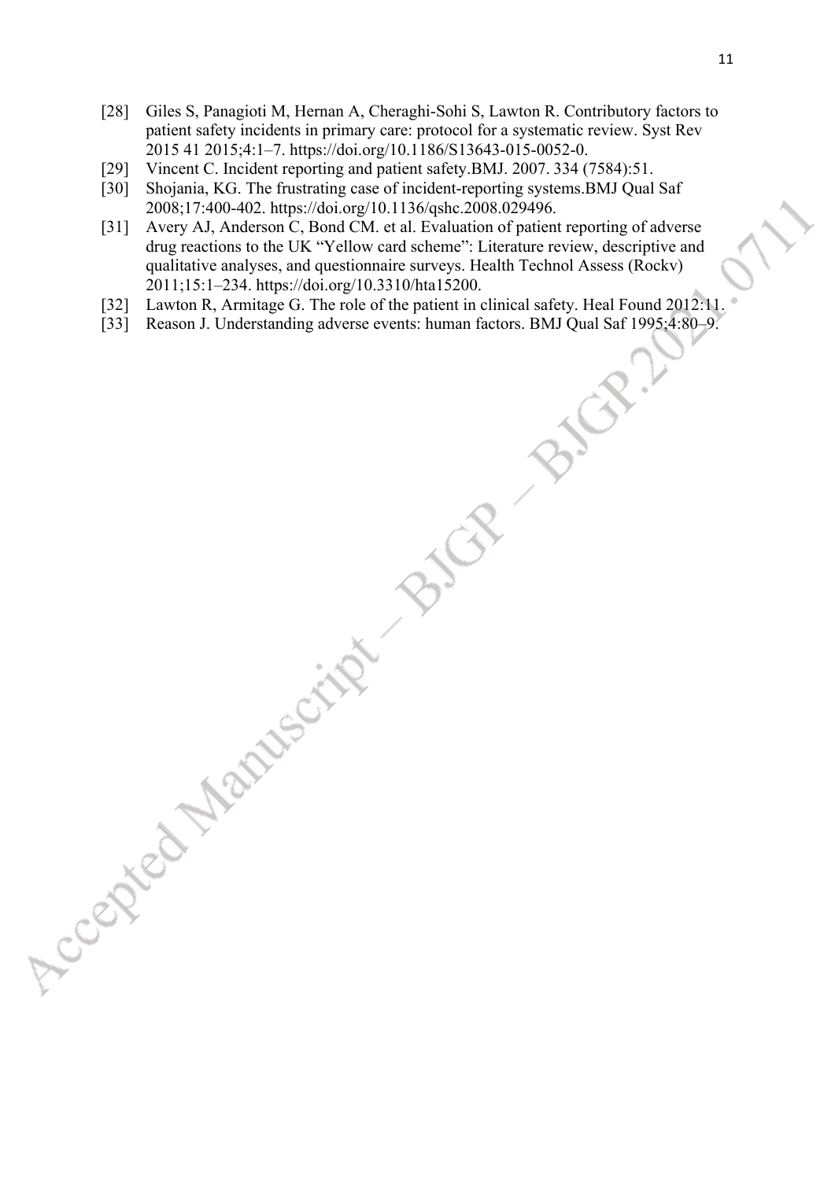[28] Giles S, Panagioti M, Hernan A, Cheraghi-Sohi S, Lawton R. Contributory factors to patient safety incidents in primary care: protocol for a systematic review. Syst Rev 2015 41 2015;4:1–7. https://doi.org/10.1186/S13643-015-0052-0.

[29] Vincent C. Incident reporting and patient safety.BMJ. 2007. 334 (7584):51.

[30] Shojania, KG. The frustrating case of incident-reporting systems.BMJ Qual Saf 2008;17:400-402. https://doi.org/10.1136/qshc.2008.029496.

[31] Avery AJ, Anderson C, Bond CM. et al. Evaluation of patient reporting of adverse drug reactions to the UK "Yellow card scheme": Literature review, descriptive and qualitative analyses, and questionnaire surveys. Health Technol Assess (Rockv) 2011;15:1–234. https://doi.org/10.3310/hta15200.

[32] Lawton R, Armitage G. The role of the patient in clinical safety. Heal Found 2012:11.

[33] Reason J. Understanding adverse events: human factors. BMJ Qual Saf 1995;4:80–9.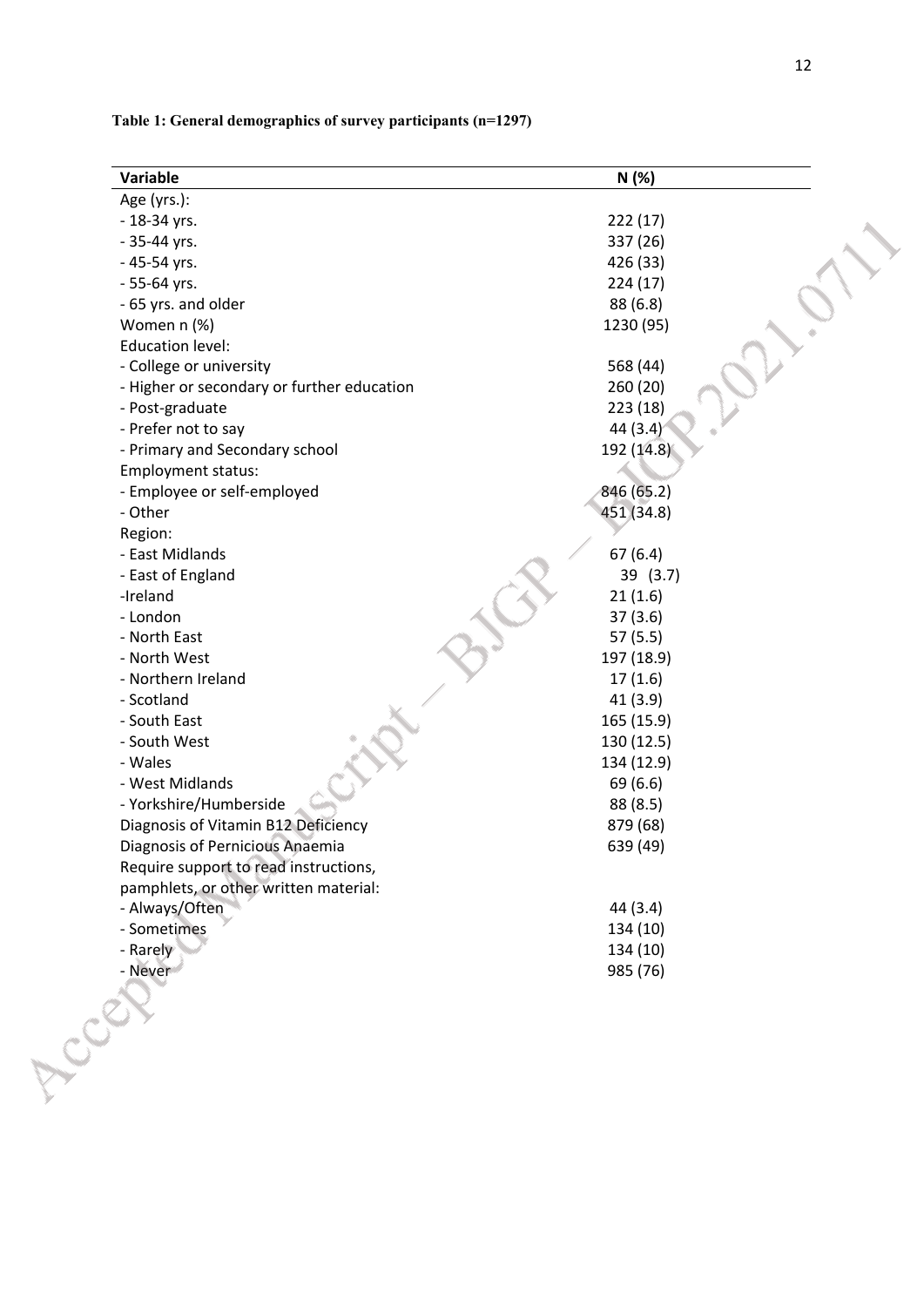**Table 1: General demographics of survey participants (n=1297)**

| Variable | N (%) |
|---|---|
| Age (yrs.): | |
| - 18-34 yrs. | 222 (17) |
| - 35-44 yrs. | 337 (26) |
| - 45-54 yrs. | 426 (33) |
| - 55-64 yrs. | 224 (17) |
| - 65 yrs. and older | 88 (6.8) |
| Women n (%) | 1230 (95) |
| Education level: | |
| - College or university | 568 (44) |
| - Higher or secondary or further education | 260 (20) |
| - Post-graduate | 223 (18) |
| - Prefer not to say | 44 (3.4) |
| - Primary and Secondary school | 192 (14.8) |
| Employment status: | |
| - Employee or self-employed | 846 (65.2) |
| - Other | 451 (34.8) |
| Region: | |
| - East Midlands | 67 (6.4) |
| - East of England | 39 (3.7) |
| -Ireland | 21 (1.6) |
| - London | 37 (3.6) |
| - North East | 57 (5.5) |
| - North West | 197 (18.9) |
| - Northern Ireland | 17 (1.6) |
| - Scotland | 41 (3.9) |
| - South East | 165 (15.9) |
| - South West | 130 (12.5) |
| - Wales | 134 (12.9) |
| - West Midlands | 69 (6.6) |
| - Yorkshire/Humberside | 88 (8.5) |
| Diagnosis of Vitamin B12 Deficiency | 879 (68) |
| Diagnosis of Pernicious Anaemia | 639 (49) |
| Require support to read instructions, pamphlets, or other written material: | |
| - Always/Often | 44 (3.4) |
| - Sometimes | 134 (10) |
| - Rarely | 134 (10) |
| - Never | 985 (76) |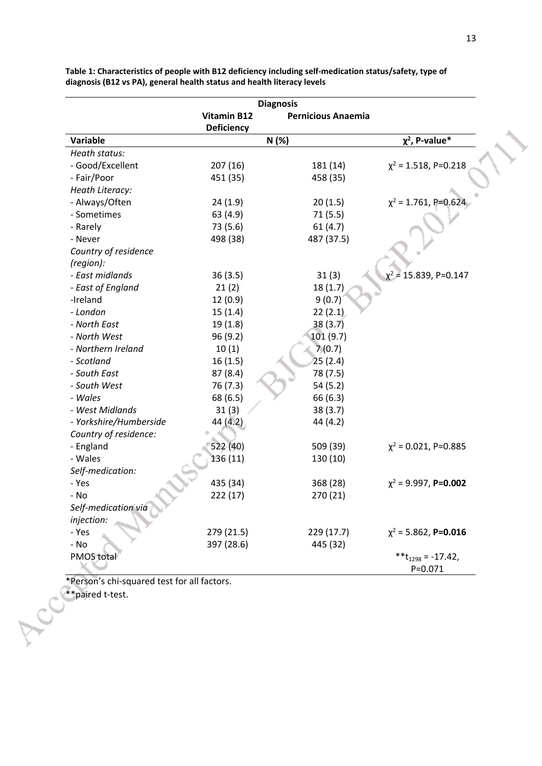**Table 1: Characteristics of people with B12 deficiency including self-medication status/safety, type of diagnosis (B12 vs PA), general health status and health literacy levels**

| | Diagnosis | | |
|---|---|---|---|
| | Vitamin B12 Deficiency | Pernicious Anaemia | |
| **Variable** | N (%) | | **$\chi^2$, P-value*** |
| *Heath status:* | | | |
| - Good/Excellent | 207 (16) | 181 (14) | $\chi^2$ = 1.518, P=0.218 |
| - Fair/Poor | 451 (35) | 458 (35) | |
| *Heath Literacy:* | | | |
| - Always/Often | 24 (1.9) | 20 (1.5) | $\chi^2$ = 1.761, P=0.624 |
| - Sometimes | 63 (4.9) | 71 (5.5) | |
| - Rarely | 73 (5.6) | 61 (4.7) | |
| - Never | 498 (38) | 487 (37.5) | |
| *Country of residence (region):* | | | |
| *- East midlands* | 36 (3.5) | 31 (3) | $\chi^2$ = 15.839, P=0.147 |
| *- East of England* | 21 (2) | 18 (1.7) | |
| -Ireland | 12 (0.9) | 9 (0.7) | |
| *- London* | 15 (1.4) | 22 (2.1) | |
| *- North East* | 19 (1.8) | 38 (3.7) | |
| *- North West* | 96 (9.2) | 101 (9.7) | |
| *- Northern Ireland* | 10 (1) | 7 (0.7) | |
| *- Scotland* | 16 (1.5) | 25 (2.4) | |
| *- South East* | 87 (8.4) | 78 (7.5) | |
| *- South West* | 76 (7.3) | 54 (5.2) | |
| *- Wales* | 68 (6.5) | 66 (6.3) | |
| *- West Midlands* | 31 (3) | 38 (3.7) | |
| *- Yorkshire/Humberside* | 44 (4.2) | 44 (4.2) | |
| *Country of residence:* | | | |
| - England | 522 (40) | 509 (39) | $\chi^2$ = 0.021, P=0.885 |
| - Wales | 136 (11) | 130 (10) | |
| *Self-medication:* | | | |
| - Yes | 435 (34) | 368 (28) | $\chi^2$ = 9.997, **P=0.002** |
| - No | 222 (17) | 270 (21) | |
| *Self-medication via injection:* | | | |
| - Yes | 279 (21.5) | 229 (17.7) | $\chi^2$ = 5.862, **P=0.016** |
| - No | 397 (28.6) | 445 (32) | |
| PMOS total | | | **$t_{1298}$ = -17.42, P=0.071 |

*Person's chi-squared test for all factors.

**paired t-test.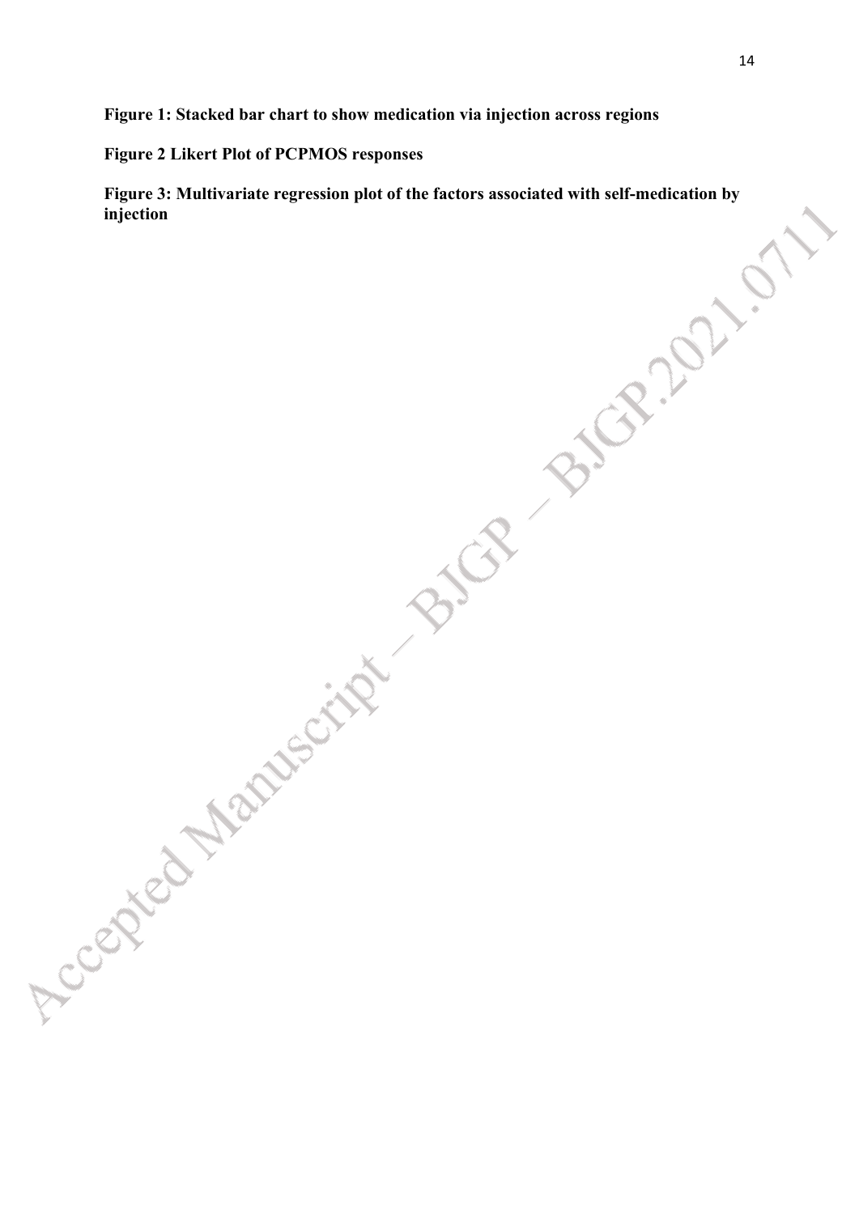**Figure 1: Stacked bar chart to show medication via injection across regions**

**Figure 2 Likert Plot of PCPMOS responses**

**Figure 3: Multivariate regression plot of the factors associated with self-medication by injection**